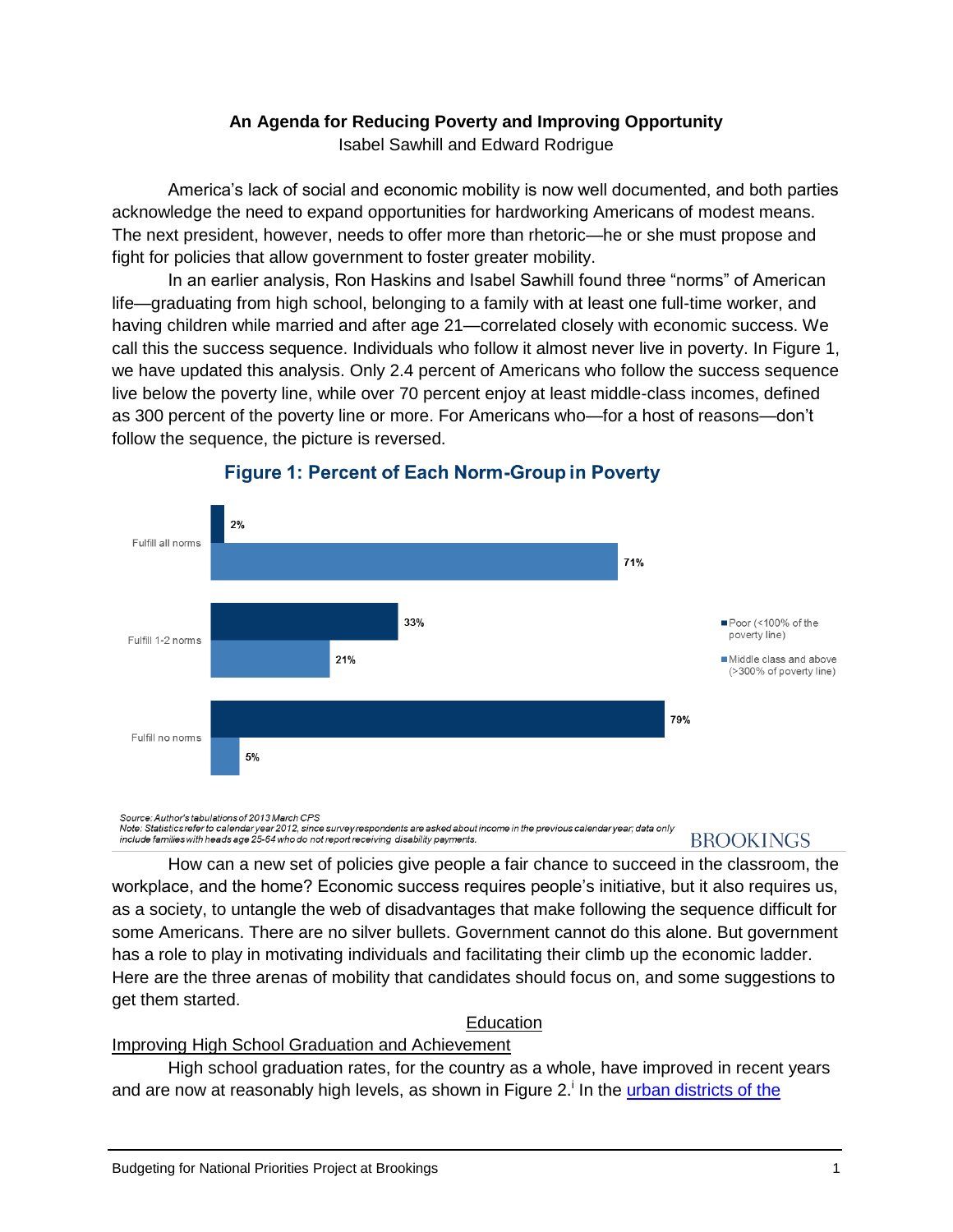# An Agenda for Reducing Poverty and Improving Opportunity

Isabel Sawhill and Edward Rodrigue

America's lack of social and economic mobility is now well documented, and both parties acknowledge the need to expand opportunities for hardworking Americans of modest means. The next president, however, needs to offer more than rhetoric—he or she must propose and fight for policies that allow government to foster greater mobility.

In an earlier analysis, Ron Haskins and Isabel Sawhill found three "norms" of American life—graduating from high school, belonging to a family with at least one full-time worker, and having children while married and after age 21—correlated closely with economic success. We call this the success sequence. Individuals who follow it almost never live in poverty. In Figure 1, we have updated this analysis. Only 2.4 percent of Americans who follow the success sequence live below the poverty line, while over 70 percent enjoy at least middle-class incomes, defined as 300 percent of the poverty line or more. For Americans who—for a host of reasons—don't follow the sequence, the picture is reversed.

**Figure 1: Percent of Each Norm-Group in Poverty**

| | Poor (<100% of the poverty line) | Middle class and above (>300% of poverty line) |
|---|---|---|
| Fulfill all norms | 2% | 71% |
| Fulfill 1-2 norms | 33% | 21% |
| Fulfill no norms | 79% | 5% |

*Source: Author's tabulations of 2013 March CPS*
*Note: Statistics refer to calendar year 2012, since survey respondents are asked about income in the previous calendar year; data only include families with heads age 25-64 who do not report receiving disability payments.*

BROOKINGS

How can a new set of policies give people a fair chance to succeed in the classroom, the workplace, and the home? Economic success requires people's initiative, but it also requires us, as a society, to untangle the web of disadvantages that make following the sequence difficult for some Americans. There are no silver bullets. Government cannot do this alone. But government has a role to play in motivating individuals and facilitating their climb up the economic ladder. Here are the three arenas of mobility that candidates should focus on, and some suggestions to get them started.

## Education

### Improving High School Graduation and Achievement

High school graduation rates, for the country as a whole, have improved in recent years and are now at reasonably high levels, as shown in Figure 2.[i] In the urban districts of the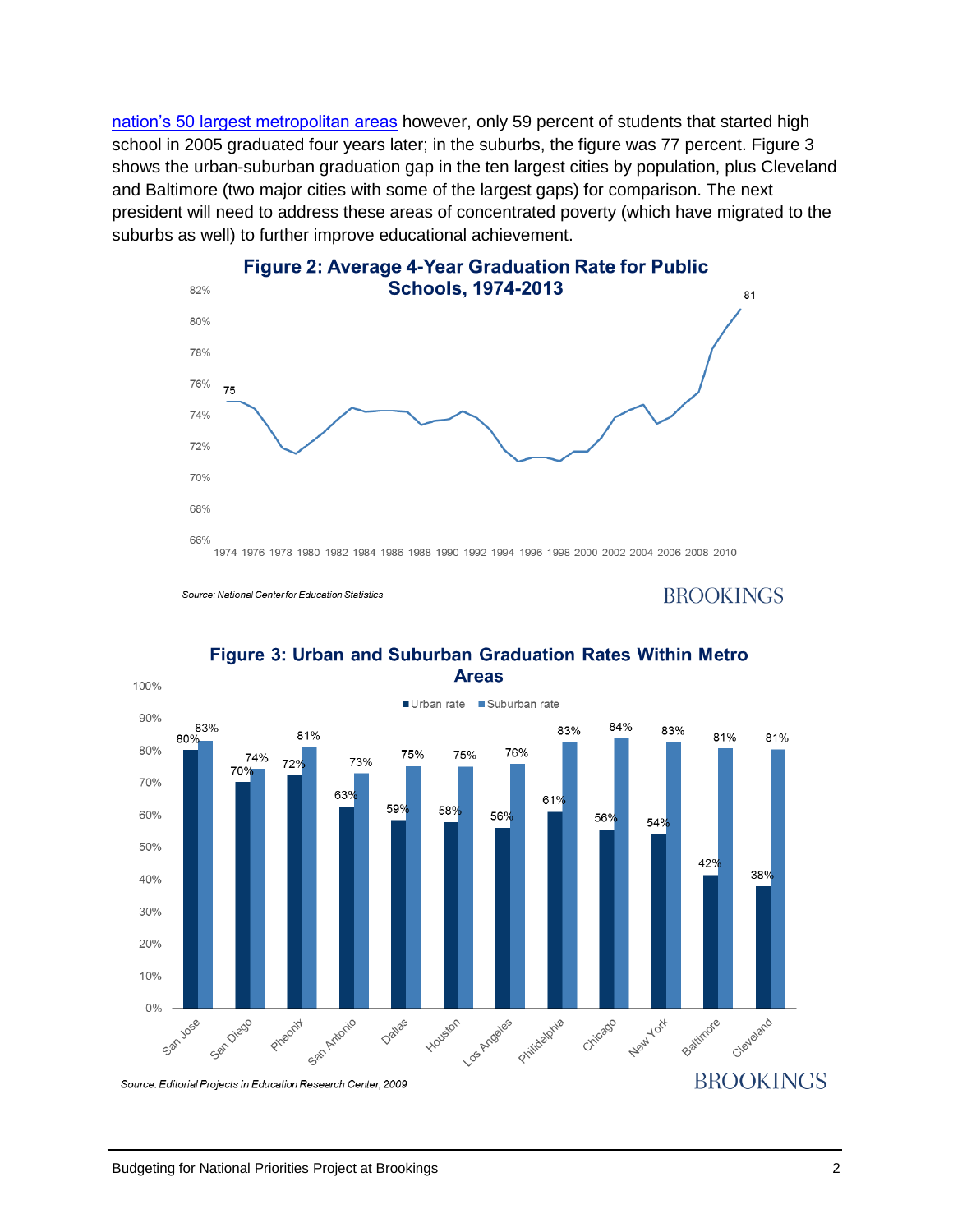nation's 50 largest metropolitan areas however, only 59 percent of students that started high school in 2005 graduated four years later; in the suburbs, the figure was 77 percent. Figure 3 shows the urban-suburban graduation gap in the ten largest cities by population, plus Cleveland and Baltimore (two major cities with some of the largest gaps) for comparison. The next president will need to address these areas of concentrated poverty (which have migrated to the suburbs as well) to further improve educational achievement.

**Figure 2: Average 4-Year Graduation Rate for Public Schools, 1974-2013**

*Source: National Center for Education Statistics*

**Figure 3: Urban and Suburban Graduation Rates Within Metro Areas**

| City | Urban rate | Suburban rate |
|---|---|---|
| San Jose | 80% | 83% |
| San Diego | 70% | 74% |
| Pheonix | 72% | 81% |
| San Antonio | 63% | 73% |
| Dallas | 59% | 75% |
| Houston | 58% | 75% |
| Los Angeles | 56% | 76% |
| Philidelphia | 61% | 83% |
| Chicago | 56% | 84% |
| New York | 54% | 83% |
| Baltimore | 42% | 81% |
| Cleveland | 38% | 81% |

*Source: Editorial Projects in Education Research Center, 2009*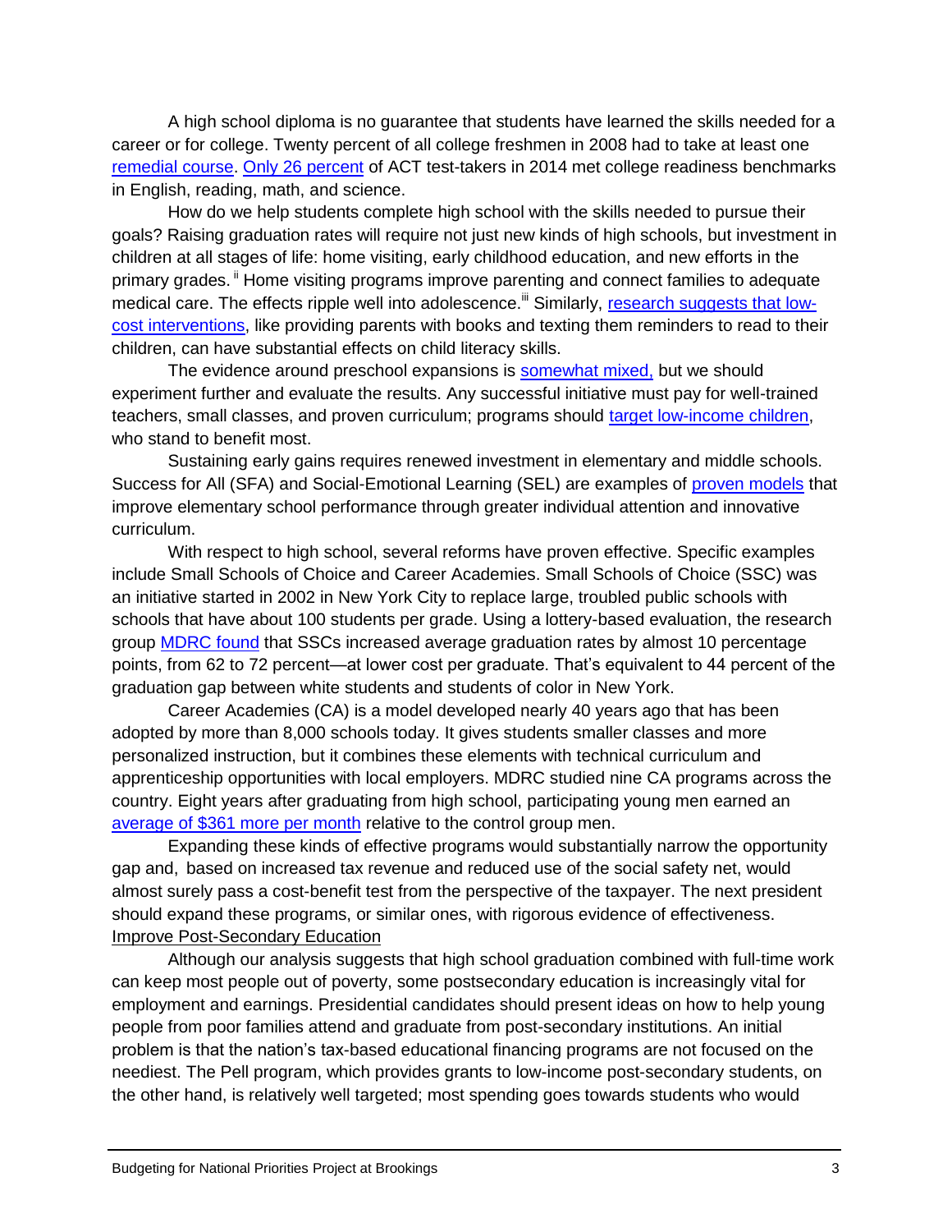A high school diploma is no guarantee that students have learned the skills needed for a career or for college. Twenty percent of all college freshmen in 2008 had to take at least one remedial course. Only 26 percent of ACT test-takers in 2014 met college readiness benchmarks in English, reading, math, and science.

How do we help students complete high school with the skills needed to pursue their goals? Raising graduation rates will require not just new kinds of high schools, but investment in children at all stages of life: home visiting, early childhood education, and new efforts in the primary grades.[ii] Home visiting programs improve parenting and connect families to adequate medical care. The effects ripple well into adolescence.[iii] Similarly, research suggests that low-cost interventions, like providing parents with books and texting them reminders to read to their children, can have substantial effects on child literacy skills.

The evidence around preschool expansions is somewhat mixed, but we should experiment further and evaluate the results. Any successful initiative must pay for well-trained teachers, small classes, and proven curriculum; programs should target low-income children, who stand to benefit most.

Sustaining early gains requires renewed investment in elementary and middle schools. Success for All (SFA) and Social-Emotional Learning (SEL) are examples of proven models that improve elementary school performance through greater individual attention and innovative curriculum.

With respect to high school, several reforms have proven effective. Specific examples include Small Schools of Choice and Career Academies. Small Schools of Choice (SSC) was an initiative started in 2002 in New York City to replace large, troubled public schools with schools that have about 100 students per grade. Using a lottery-based evaluation, the research group MDRC found that SSCs increased average graduation rates by almost 10 percentage points, from 62 to 72 percent—at lower cost per graduate. That's equivalent to 44 percent of the graduation gap between white students and students of color in New York.

Career Academies (CA) is a model developed nearly 40 years ago that has been adopted by more than 8,000 schools today. It gives students smaller classes and more personalized instruction, but it combines these elements with technical curriculum and apprenticeship opportunities with local employers. MDRC studied nine CA programs across the country. Eight years after graduating from high school, participating young men earned an average of $361 more per month relative to the control group men.

Expanding these kinds of effective programs would substantially narrow the opportunity gap and, based on increased tax revenue and reduced use of the social safety net, would almost surely pass a cost-benefit test from the perspective of the taxpayer. The next president should expand these programs, or similar ones, with rigorous evidence of effectiveness.

## Improve Post-Secondary Education

Although our analysis suggests that high school graduation combined with full-time work can keep most people out of poverty, some postsecondary education is increasingly vital for employment and earnings. Presidential candidates should present ideas on how to help young people from poor families attend and graduate from post-secondary institutions. An initial problem is that the nation's tax-based educational financing programs are not focused on the neediest. The Pell program, which provides grants to low-income post-secondary students, on the other hand, is relatively well targeted; most spending goes towards students who would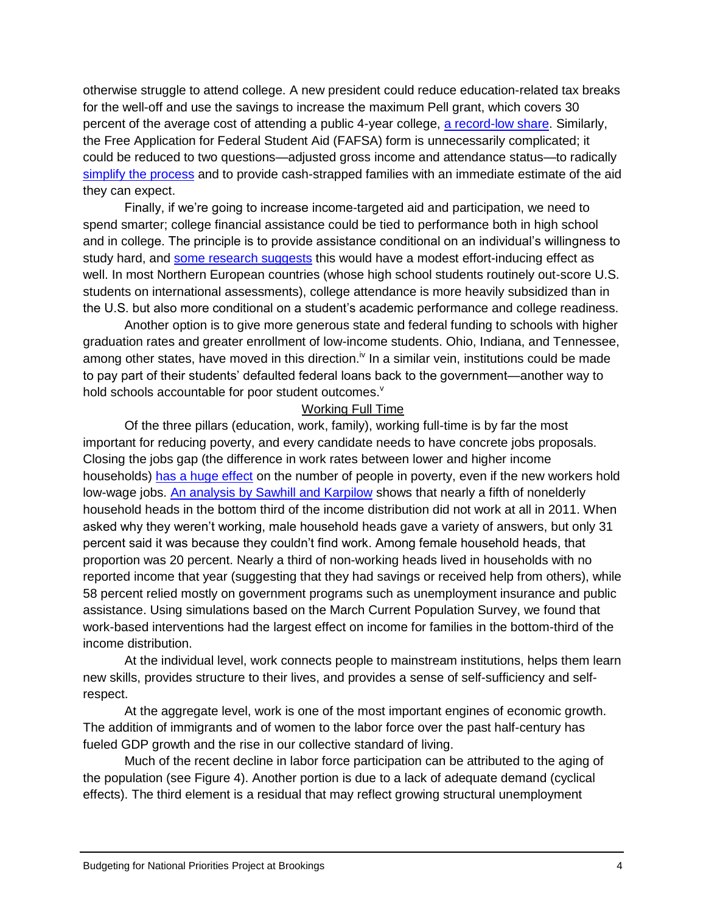otherwise struggle to attend college. A new president could reduce education-related tax breaks for the well-off and use the savings to increase the maximum Pell grant, which covers 30 percent of the average cost of attending a public 4-year college, a record-low share. Similarly, the Free Application for Federal Student Aid (FAFSA) form is unnecessarily complicated; it could be reduced to two questions—adjusted gross income and attendance status—to radically simplify the process and to provide cash-strapped families with an immediate estimate of the aid they can expect.

Finally, if we're going to increase income-targeted aid and participation, we need to spend smarter; college financial assistance could be tied to performance both in high school and in college. The principle is to provide assistance conditional on an individual's willingness to study hard, and some research suggests this would have a modest effort-inducing effect as well. In most Northern European countries (whose high school students routinely out-score U.S. students on international assessments), college attendance is more heavily subsidized than in the U.S. but also more conditional on a student's academic performance and college readiness.

Another option is to give more generous state and federal funding to schools with higher graduation rates and greater enrollment of low-income students. Ohio, Indiana, and Tennessee, among other states, have moved in this direction.[iv] In a similar vein, institutions could be made to pay part of their students' defaulted federal loans back to the government—another way to hold schools accountable for poor student outcomes.[v]

## Working Full Time

Of the three pillars (education, work, family), working full-time is by far the most important for reducing poverty, and every candidate needs to have concrete jobs proposals. Closing the jobs gap (the difference in work rates between lower and higher income households) has a huge effect on the number of people in poverty, even if the new workers hold low-wage jobs. An analysis by Sawhill and Karpilow shows that nearly a fifth of nonelderly household heads in the bottom third of the income distribution did not work at all in 2011. When asked why they weren't working, male household heads gave a variety of answers, but only 31 percent said it was because they couldn't find work. Among female household heads, that proportion was 20 percent. Nearly a third of non-working heads lived in households with no reported income that year (suggesting that they had savings or received help from others), while 58 percent relied mostly on government programs such as unemployment insurance and public assistance. Using simulations based on the March Current Population Survey, we found that work-based interventions had the largest effect on income for families in the bottom-third of the income distribution.

At the individual level, work connects people to mainstream institutions, helps them learn new skills, provides structure to their lives, and provides a sense of self-sufficiency and self-respect.

At the aggregate level, work is one of the most important engines of economic growth. The addition of immigrants and of women to the labor force over the past half-century has fueled GDP growth and the rise in our collective standard of living.

Much of the recent decline in labor force participation can be attributed to the aging of the population (see Figure 4). Another portion is due to a lack of adequate demand (cyclical effects). The third element is a residual that may reflect growing structural unemployment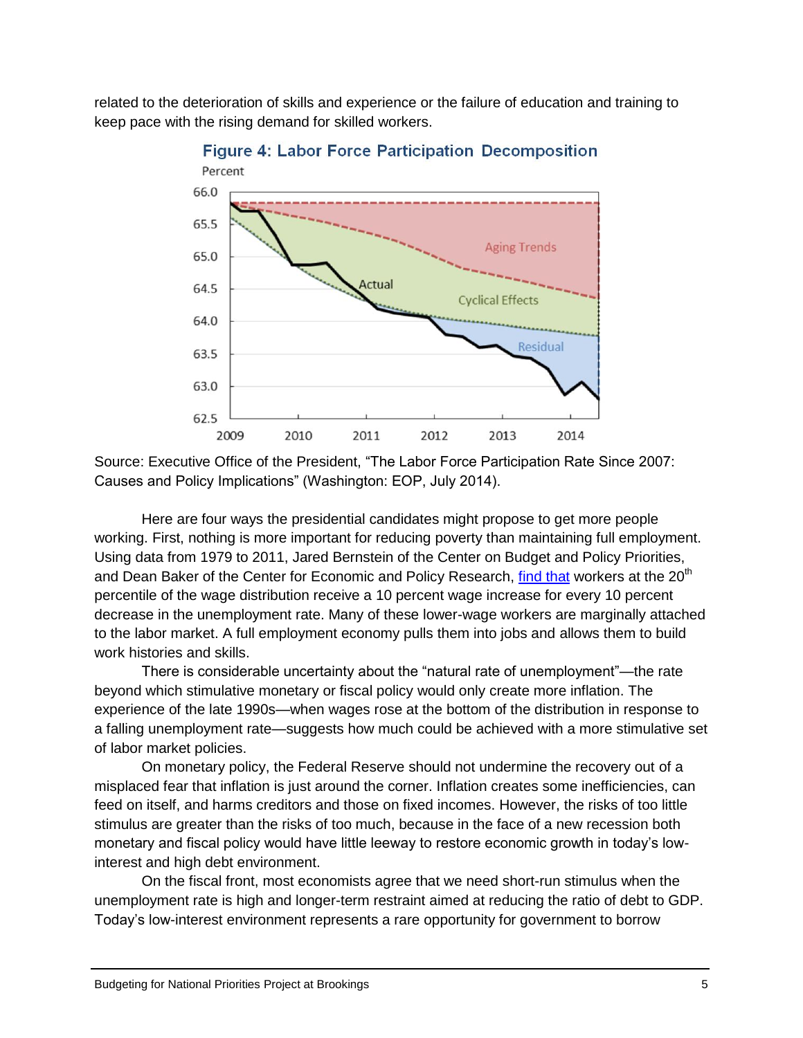related to the deterioration of skills and experience or the failure of education and training to keep pace with the rising demand for skilled workers.

**Figure 4: Labor Force Participation Decomposition**

Source: Executive Office of the President, "The Labor Force Participation Rate Since 2007: Causes and Policy Implications" (Washington: EOP, July 2014).

Here are four ways the presidential candidates might propose to get more people working. First, nothing is more important for reducing poverty than maintaining full employment. Using data from 1979 to 2011, Jared Bernstein of the Center on Budget and Policy Priorities, and Dean Baker of the Center for Economic and Policy Research, find that workers at the 20th percentile of the wage distribution receive a 10 percent wage increase for every 10 percent decrease in the unemployment rate. Many of these lower-wage workers are marginally attached to the labor market. A full employment economy pulls them into jobs and allows them to build work histories and skills.

There is considerable uncertainty about the "natural rate of unemployment"—the rate beyond which stimulative monetary or fiscal policy would only create more inflation. The experience of the late 1990s—when wages rose at the bottom of the distribution in response to a falling unemployment rate—suggests how much could be achieved with a more stimulative set of labor market policies.

On monetary policy, the Federal Reserve should not undermine the recovery out of a misplaced fear that inflation is just around the corner. Inflation creates some inefficiencies, can feed on itself, and harms creditors and those on fixed incomes. However, the risks of too little stimulus are greater than the risks of too much, because in the face of a new recession both monetary and fiscal policy would have little leeway to restore economic growth in today's low-interest and high debt environment.

On the fiscal front, most economists agree that we need short-run stimulus when the unemployment rate is high and longer-term restraint aimed at reducing the ratio of debt to GDP. Today's low-interest environment represents a rare opportunity for government to borrow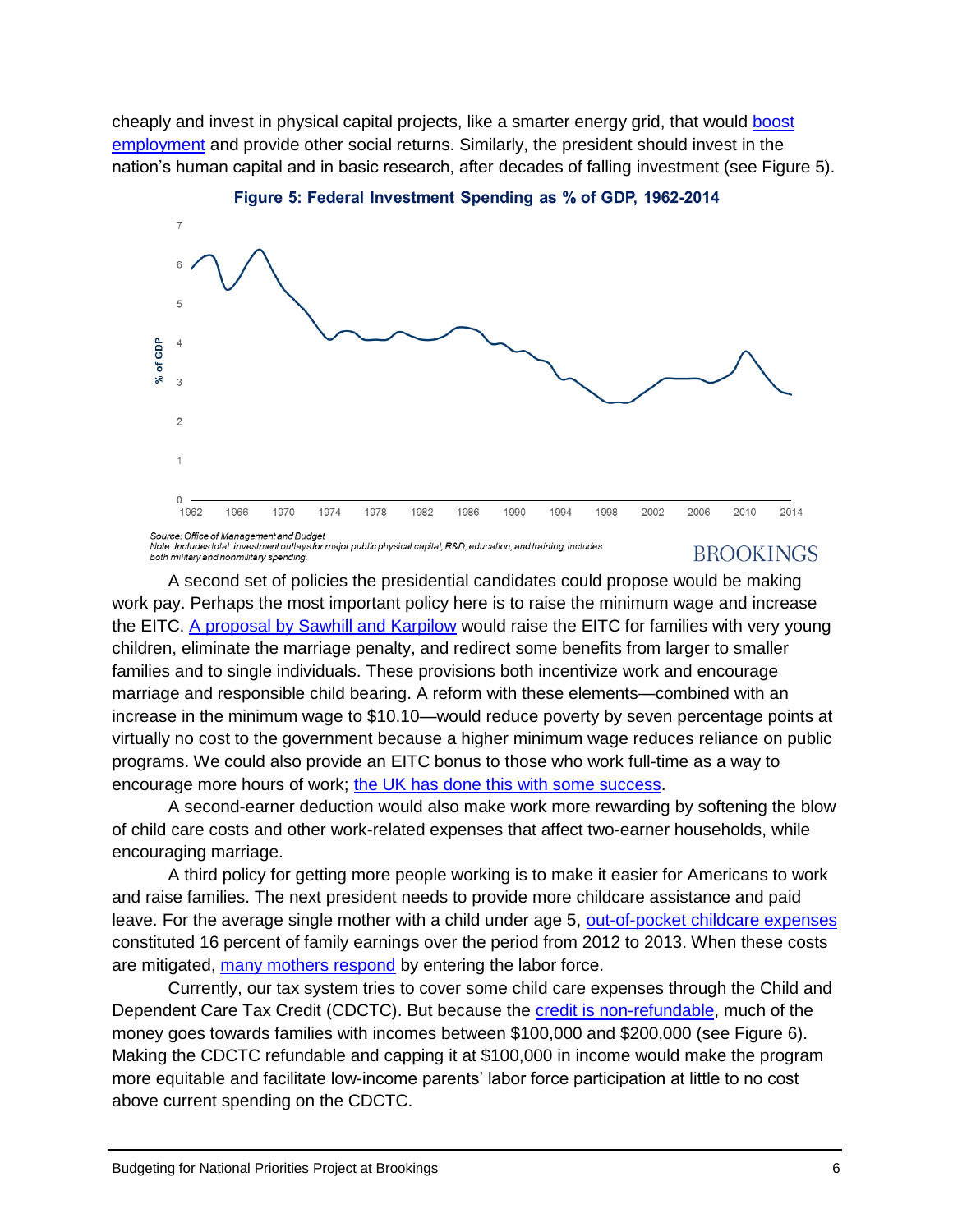cheaply and invest in physical capital projects, like a smarter energy grid, that would boost employment and provide other social returns. Similarly, the president should invest in the nation's human capital and in basic research, after decades of falling investment (see Figure 5).

**Figure 5: Federal Investment Spending as % of GDP, 1962-2014**

*Source: Office of Management and Budget*
*Note: Includes total investment outlays for major public physical capital, R&D, education, and training; includes both military and nonmilitary spending.*

A second set of policies the presidential candidates could propose would be making work pay. Perhaps the most important policy here is to raise the minimum wage and increase the EITC. A proposal by Sawhill and Karpilow would raise the EITC for families with very young children, eliminate the marriage penalty, and redirect some benefits from larger to smaller families and to single individuals. These provisions both incentivize work and encourage marriage and responsible child bearing. A reform with these elements—combined with an increase in the minimum wage to $10.10—would reduce poverty by seven percentage points at virtually no cost to the government because a higher minimum wage reduces reliance on public programs. We could also provide an EITC bonus to those who work full-time as a way to encourage more hours of work; the UK has done this with some success.

A second-earner deduction would also make work more rewarding by softening the blow of child care costs and other work-related expenses that affect two-earner households, while encouraging marriage.

A third policy for getting more people working is to make it easier for Americans to work and raise families. The next president needs to provide more childcare assistance and paid leave. For the average single mother with a child under age 5, out-of-pocket childcare expenses constituted 16 percent of family earnings over the period from 2012 to 2013. When these costs are mitigated, many mothers respond by entering the labor force.

Currently, our tax system tries to cover some child care expenses through the Child and Dependent Care Tax Credit (CDCTC). But because the credit is non-refundable, much of the money goes towards families with incomes between $100,000 and $200,000 (see Figure 6). Making the CDCTC refundable and capping it at $100,000 in income would make the program more equitable and facilitate low-income parents' labor force participation at little to no cost above current spending on the CDCTC.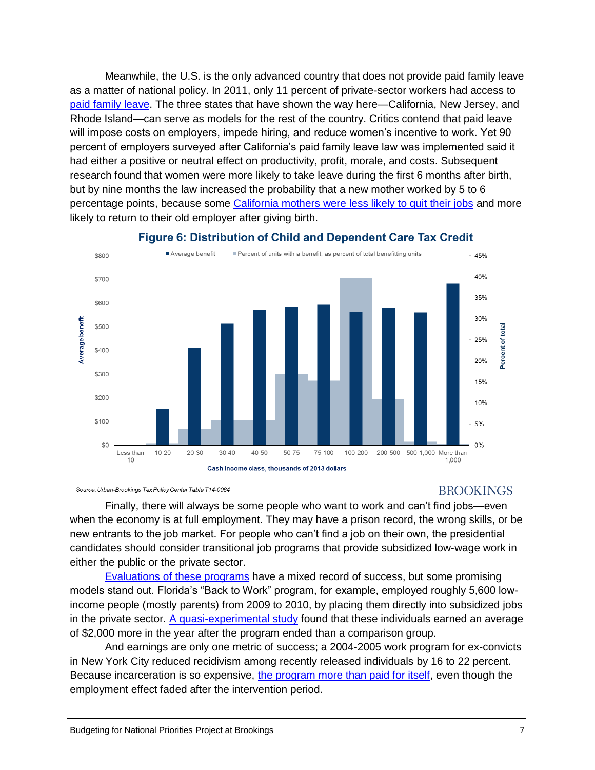Meanwhile, the U.S. is the only advanced country that does not provide paid family leave as a matter of national policy. In 2011, only 11 percent of private-sector workers had access to paid family leave. The three states that have shown the way here—California, New Jersey, and Rhode Island—can serve as models for the rest of the country. Critics contend that paid leave will impose costs on employers, impede hiring, and reduce women's incentive to work. Yet 90 percent of employers surveyed after California's paid family leave law was implemented said it had either a positive or neutral effect on productivity, profit, morale, and costs. Subsequent research found that women were more likely to take leave during the first 6 months after birth, but by nine months the law increased the probability that a new mother worked by 5 to 6 percentage points, because some California mothers were less likely to quit their jobs and more likely to return to their old employer after giving birth.

**Figure 6: Distribution of Child and Dependent Care Tax Credit**

Source: Urban-Brookings Tax Policy Center Table T14-0084

Finally, there will always be some people who want to work and can't find jobs—even when the economy is at full employment. They may have a prison record, the wrong skills, or be new entrants to the job market. For people who can't find a job on their own, the presidential candidates should consider transitional job programs that provide subsidized low-wage work in either the public or the private sector.

Evaluations of these programs have a mixed record of success, but some promising models stand out. Florida's "Back to Work" program, for example, employed roughly 5,600 low-income people (mostly parents) from 2009 to 2010, by placing them directly into subsidized jobs in the private sector. A quasi-experimental study found that these individuals earned an average of $2,000 more in the year after the program ended than a comparison group.

And earnings are only one metric of success; a 2004-2005 work program for ex-convicts in New York City reduced recidivism among recently released individuals by 16 to 22 percent. Because incarceration is so expensive, the program more than paid for itself, even though the employment effect faded after the intervention period.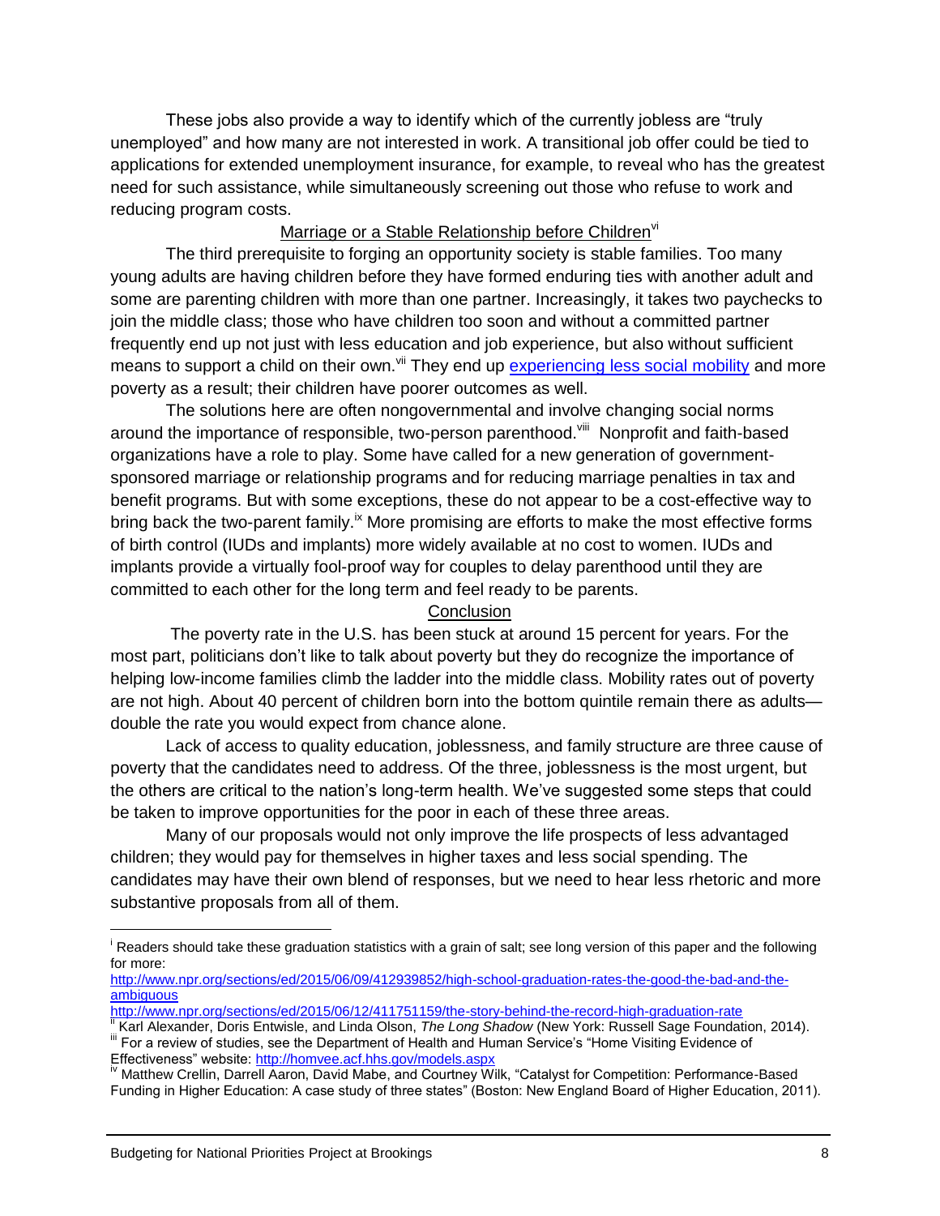These jobs also provide a way to identify which of the currently jobless are "truly unemployed" and how many are not interested in work. A transitional job offer could be tied to applications for extended unemployment insurance, for example, to reveal who has the greatest need for such assistance, while simultaneously screening out those who refuse to work and reducing program costs.

## Marriage or a Stable Relationship before Children[vi]

The third prerequisite to forging an opportunity society is stable families. Too many young adults are having children before they have formed enduring ties with another adult and some are parenting children with more than one partner. Increasingly, it takes two paychecks to join the middle class; those who have children too soon and without a committed partner frequently end up not just with less education and job experience, but also without sufficient means to support a child on their own.[vii] They end up experiencing less social mobility and more poverty as a result; their children have poorer outcomes as well.

The solutions here are often nongovernmental and involve changing social norms around the importance of responsible, two-person parenthood.[viii] Nonprofit and faith-based organizations have a role to play. Some have called for a new generation of government-sponsored marriage or relationship programs and for reducing marriage penalties in tax and benefit programs. But with some exceptions, these do not appear to be a cost-effective way to bring back the two-parent family.[ix] More promising are efforts to make the most effective forms of birth control (IUDs and implants) more widely available at no cost to women. IUDs and implants provide a virtually fool-proof way for couples to delay parenthood until they are committed to each other for the long term and feel ready to be parents.

## Conclusion

The poverty rate in the U.S. has been stuck at around 15 percent for years. For the most part, politicians don't like to talk about poverty but they do recognize the importance of helping low-income families climb the ladder into the middle class. Mobility rates out of poverty are not high. About 40 percent of children born into the bottom quintile remain there as adults—double the rate you would expect from chance alone.

Lack of access to quality education, joblessness, and family structure are three cause of poverty that the candidates need to address. Of the three, joblessness is the most urgent, but the others are critical to the nation's long-term health. We've suggested some steps that could be taken to improve opportunities for the poor in each of these three areas.

Many of our proposals would not only improve the life prospects of less advantaged children; they would pay for themselves in higher taxes and less social spending. The candidates may have their own blend of responses, but we need to hear less rhetoric and more substantive proposals from all of them.

---

[i] Readers should take these graduation statistics with a grain of salt; see long version of this paper and the following for more:
http://www.npr.org/sections/ed/2015/06/09/412939852/high-school-graduation-rates-the-good-the-bad-and-the-ambiguous
http://www.npr.org/sections/ed/2015/06/12/411751159/the-story-behind-the-record-high-graduation-rate

[ii] Karl Alexander, Doris Entwisle, and Linda Olson, *The Long Shadow* (New York: Russell Sage Foundation, 2014).

[iii] For a review of studies, see the Department of Health and Human Service's "Home Visiting Evidence of Effectiveness" website: http://homvee.acf.hhs.gov/models.aspx

[iv] Matthew Crellin, Darrell Aaron, David Mabe, and Courtney Wilk, "Catalyst for Competition: Performance-Based Funding in Higher Education: A case study of three states" (Boston: New England Board of Higher Education, 2011).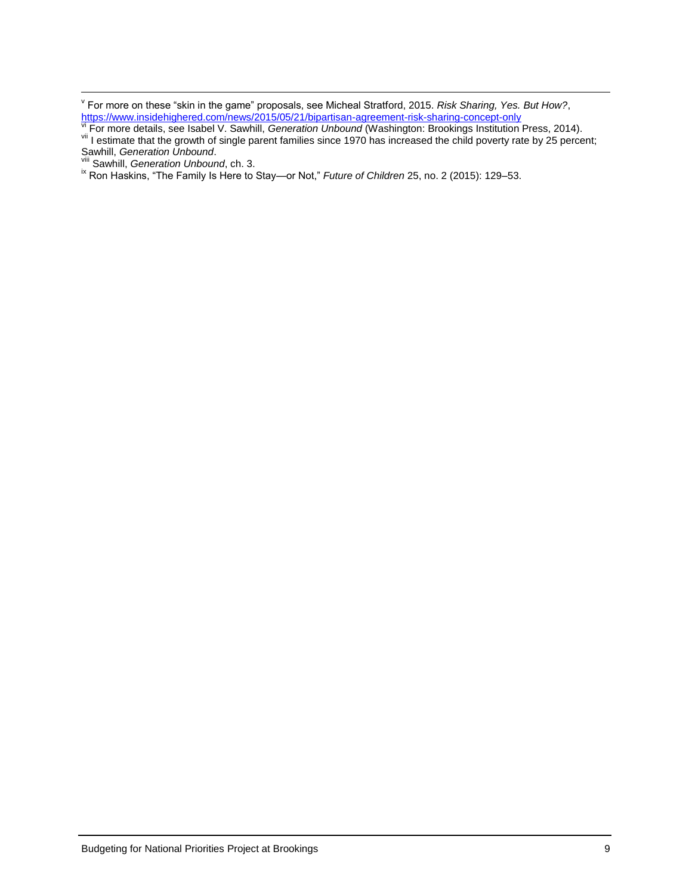[v] For more on these "skin in the game" proposals, see Micheal Stratford, 2015. *Risk Sharing, Yes. But How?*, https://www.insidehighered.com/news/2015/05/21/bipartisan-agreement-risk-sharing-concept-only

[vi] For more details, see Isabel V. Sawhill, *Generation Unbound* (Washington: Brookings Institution Press, 2014).

[vii] I estimate that the growth of single parent families since 1970 has increased the child poverty rate by 25 percent; Sawhill, *Generation Unbound*.

[viii] Sawhill, *Generation Unbound*, ch. 3.

[ix] Ron Haskins, "The Family Is Here to Stay—or Not," *Future of Children* 25, no. 2 (2015): 129–53.